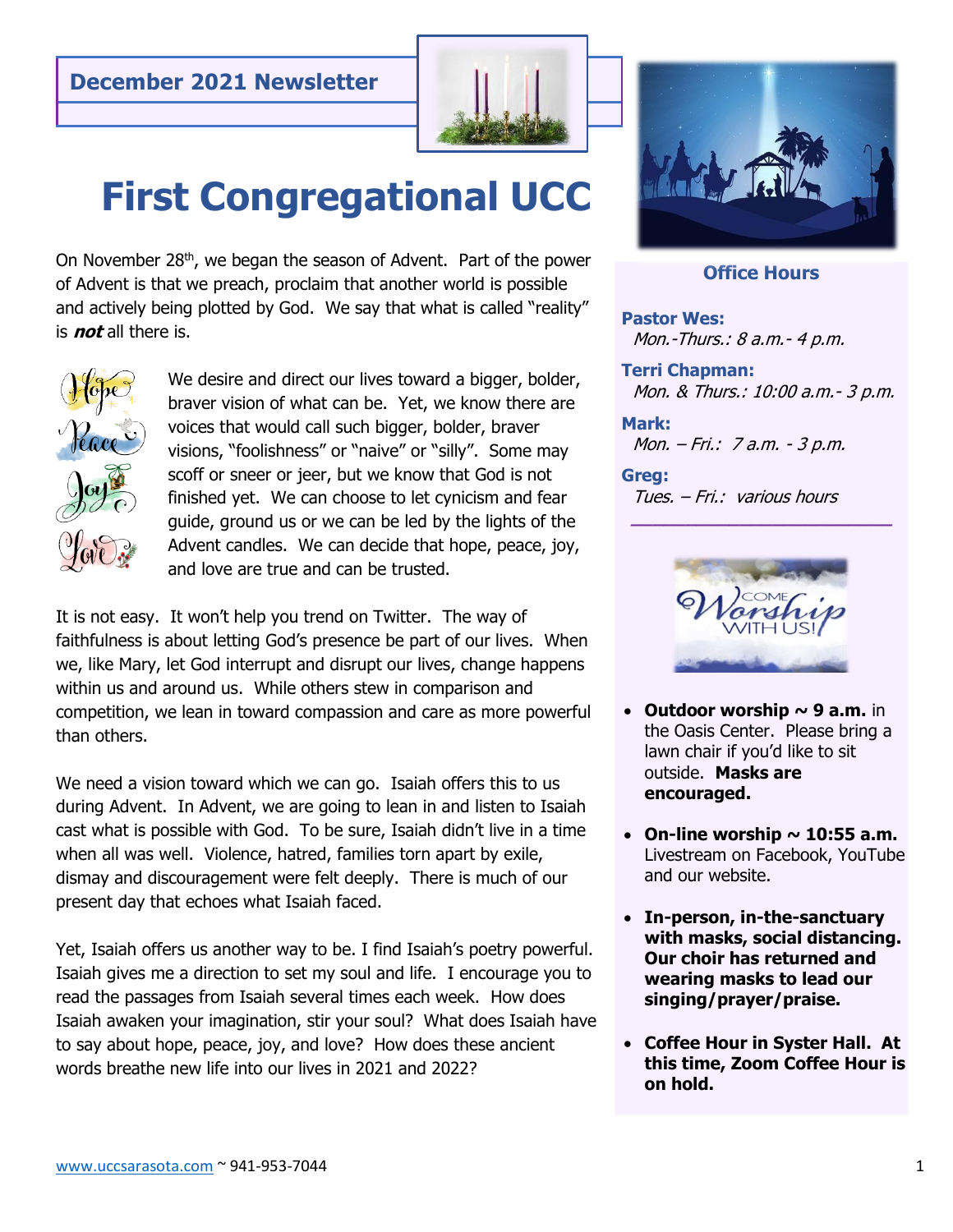**December 2021 Newsletter**

# First Congregational UCC

On November 28th, we began the season of Advent. Part of the power of Advent is that we preach, proclaim that another world is possible and actively being plotted by God. We say that what is called "reality" is ***not*** all there is.

We desire and direct our lives toward a bigger, bolder, braver vision of what can be. Yet, we know there are voices that would call such bigger, bolder, braver visions, "foolishness" or "naive" or "silly". Some may scoff or sneer or jeer, but we know that God is not finished yet. We can choose to let cynicism and fear guide, ground us or we can be led by the lights of the Advent candles. We can decide that hope, peace, joy, and love are true and can be trusted.

It is not easy. It won't help you trend on Twitter. The way of faithfulness is about letting God's presence be part of our lives. When we, like Mary, let God interrupt and disrupt our lives, change happens within us and around us. While others stew in comparison and competition, we lean in toward compassion and care as more powerful than others.

We need a vision toward which we can go. Isaiah offers this to us during Advent. In Advent, we are going to lean in and listen to Isaiah cast what is possible with God. To be sure, Isaiah didn't live in a time when all was well. Violence, hatred, families torn apart by exile, dismay and discouragement were felt deeply. There is much of our present day that echoes what Isaiah faced.

Yet, Isaiah offers us another way to be. I find Isaiah's poetry powerful. Isaiah gives me a direction to set my soul and life. I encourage you to read the passages from Isaiah several times each week. How does Isaiah awaken your imagination, stir your soul? What does Isaiah have to say about hope, peace, joy, and love? How does these ancient words breathe new life into our lives in 2021 and 2022?

## Office Hours

**Pastor Wes:**
*Mon.-Thurs.: 8 a.m.- 4 p.m.*

**Terri Chapman:**
*Mon. & Thurs.: 10:00 a.m.- 3 p.m.*

**Mark:**
*Mon. – Fri.: 7 a.m. - 3 p.m.*

**Greg:**
*Tues. – Fri.: various hours*

---

COME Worship WITH US!

- **Outdoor worship ~ 9 a.m.** in the Oasis Center. Please bring a lawn chair if you'd like to sit outside. **Masks are encouraged.**
- **On-line worship ~ 10:55 a.m.** Livestream on Facebook, YouTube and our website.
- **In-person, in-the-sanctuary with masks, social distancing. Our choir has returned and wearing masks to lead our singing/prayer/praise.**
- **Coffee Hour in Syster Hall. At this time, Zoom Coffee Hour is on hold.**

www.uccsarasota.com ~ 941-953-7044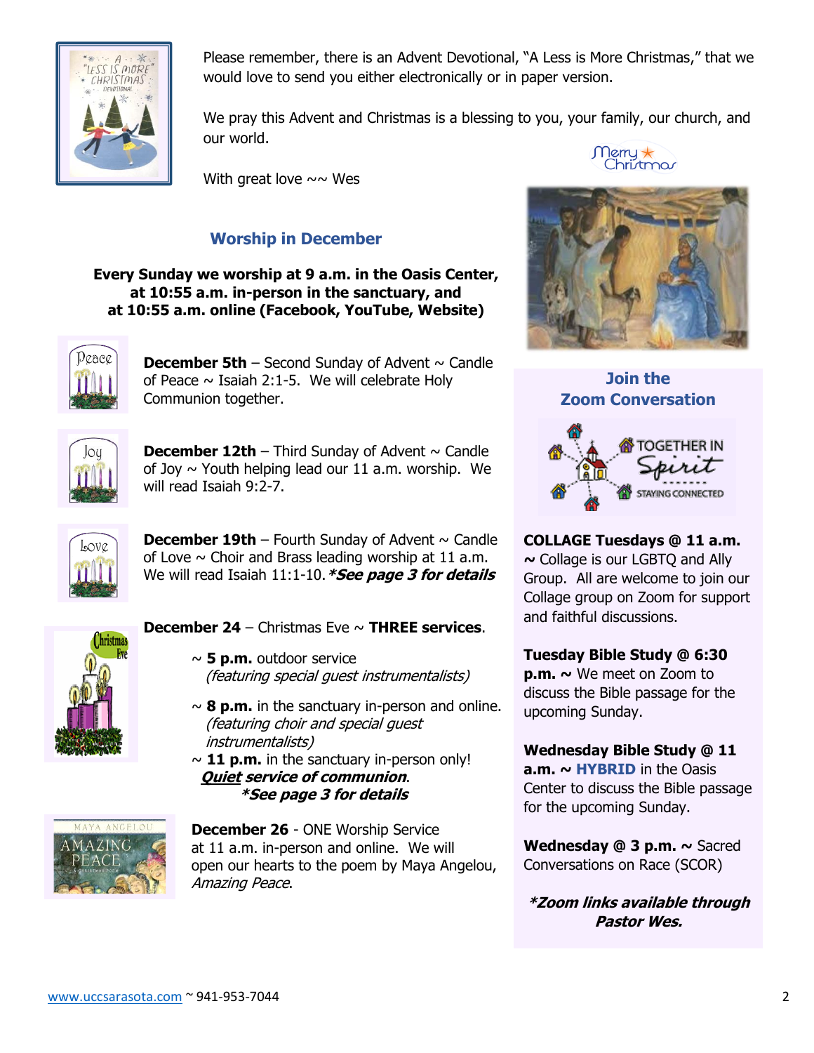Please remember, there is an Advent Devotional, "A Less is More Christmas," that we would love to send you either electronically or in paper version.

We pray this Advent and Christmas is a blessing to you, your family, our church, and our world.

With great love ~~ Wes

## Worship in December

**Every Sunday we worship at 9 a.m. in the Oasis Center, at 10:55 a.m. in-person in the sanctuary, and at 10:55 a.m. online (Facebook, YouTube, Website)**

**December 5th** – Second Sunday of Advent ~ Candle of Peace ~ Isaiah 2:1-5. We will celebrate Holy Communion together.

**December 12th** – Third Sunday of Advent ~ Candle of Joy ~ Youth helping lead our 11 a.m. worship. We will read Isaiah 9:2-7.

**December 19th** – Fourth Sunday of Advent ~ Candle of Love ~ Choir and Brass leading worship at 11 a.m. We will read Isaiah 11:1-10. ***\*See page 3 for details***

**December 24** – Christmas Eve ~ **THREE services**.

- ~ **5 p.m.** outdoor service *(featuring special guest instrumentalists)*
- ~ **8 p.m.** in the sanctuary in-person and online. *(featuring choir and special guest instrumentalists)*
- ~ **11 p.m.** in the sanctuary in-person only! ***Quiet service of communion***. ***\*See page 3 for details***

**December 26** - ONE Worship Service at 11 a.m. in-person and online. We will open our hearts to the poem by Maya Angelou, *Amazing Peace*.

## Join the Zoom Conversation

**COLLAGE Tuesdays @ 11 a.m. ~** Collage is our LGBTQ and Ally Group. All are welcome to join our Collage group on Zoom for support and faithful discussions.

**Tuesday Bible Study @ 6:30 p.m. ~** We meet on Zoom to discuss the Bible passage for the upcoming Sunday.

**Wednesday Bible Study @ 11 a.m. ~ HYBRID** in the Oasis Center to discuss the Bible passage for the upcoming Sunday.

**Wednesday @ 3 p.m. ~** Sacred Conversations on Race (SCOR)

***\*Zoom links available through Pastor Wes.***

www.uccsarasota.com ~ 941-953-7044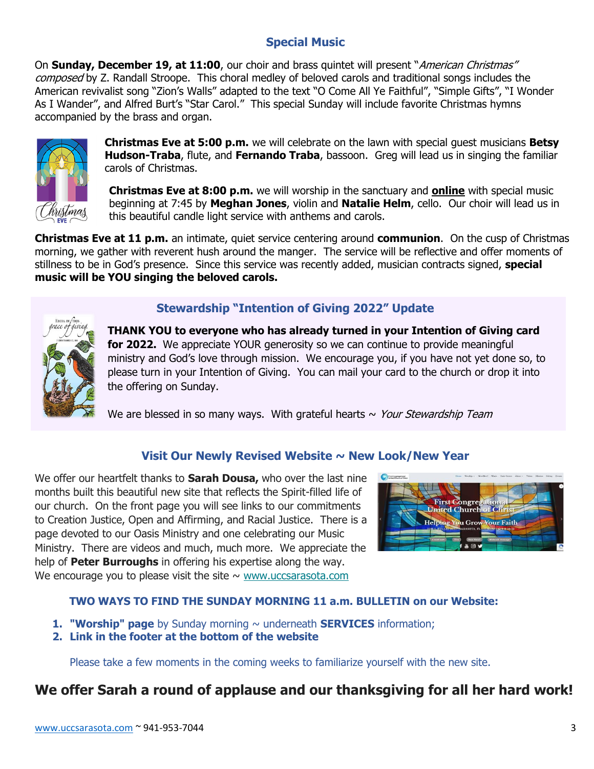## Special Music

On **Sunday, December 19, at 11:00**, our choir and brass quintet will present "*American Christmas" composed* by Z. Randall Stroope. This choral medley of beloved carols and traditional songs includes the American revivalist song "Zion's Walls" adapted to the text "O Come All Ye Faithful", "Simple Gifts", "I Wonder As I Wander", and Alfred Burt's "Star Carol." This special Sunday will include favorite Christmas hymns accompanied by the brass and organ.

**Christmas Eve at 5:00 p.m.** we will celebrate on the lawn with special guest musicians **Betsy Hudson-Traba**, flute, and **Fernando Traba**, bassoon. Greg will lead us in singing the familiar carols of Christmas.

**Christmas Eve at 8:00 p.m.** we will worship in the sanctuary and **online** with special music beginning at 7:45 by **Meghan Jones**, violin and **Natalie Helm**, cello. Our choir will lead us in this beautiful candle light service with anthems and carols.

**Christmas Eve at 11 p.m.** an intimate, quiet service centering around **communion**. On the cusp of Christmas morning, we gather with reverent hush around the manger. The service will be reflective and offer moments of stillness to be in God's presence. Since this service was recently added, musician contracts signed, **special music will be YOU singing the beloved carols.**

## Stewardship "Intention of Giving 2022" Update

**THANK YOU to everyone who has already turned in your Intention of Giving card for 2022.** We appreciate YOUR generosity so we can continue to provide meaningful ministry and God's love through mission. We encourage you, if you have not yet done so, to please turn in your Intention of Giving. You can mail your card to the church or drop it into the offering on Sunday.

We are blessed in so many ways. With grateful hearts ~ *Your Stewardship Team*

## Visit Our Newly Revised Website ~ New Look/New Year

We offer our heartfelt thanks to **Sarah Dousa,** who over the last nine months built this beautiful new site that reflects the Spirit-filled life of our church. On the front page you will see links to our commitments to Creation Justice, Open and Affirming, and Racial Justice. There is a page devoted to our Oasis Ministry and one celebrating our Music Ministry. There are videos and much, much more. We appreciate the help of **Peter Burroughs** in offering his expertise along the way. We encourage you to please visit the site ~ www.uccsarasota.com

**TWO WAYS TO FIND THE SUNDAY MORNING 11 a.m. BULLETIN on our Website:**

1. **"Worship" page** by Sunday morning ~ underneath **SERVICES** information;
2. **Link in the footer at the bottom of the website**

Please take a few moments in the coming weeks to familiarize yourself with the new site.

**We offer Sarah a round of applause and our thanksgiving for all her hard work!**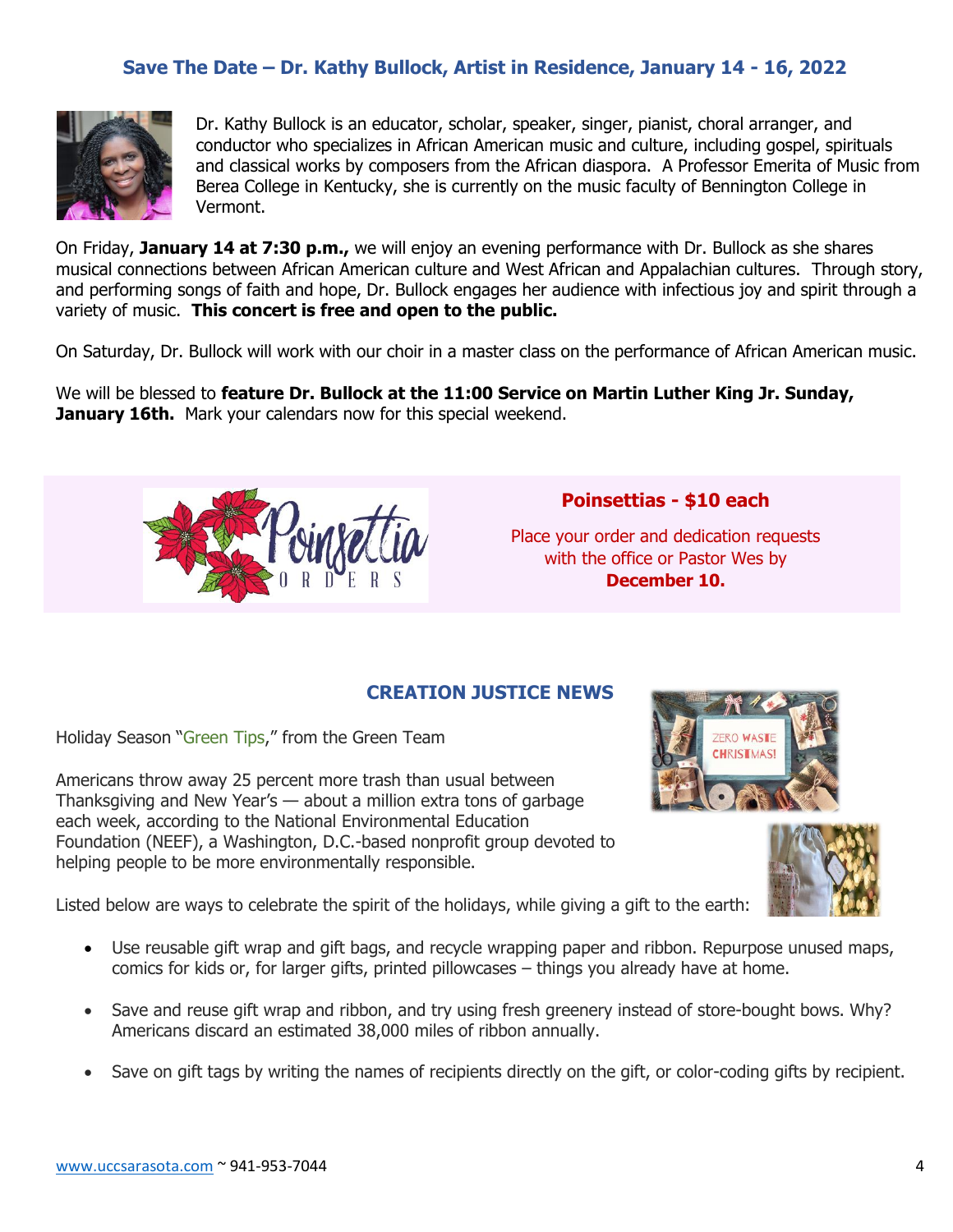## Save The Date – Dr. Kathy Bullock, Artist in Residence, January 14 - 16, 2022

Dr. Kathy Bullock is an educator, scholar, speaker, singer, pianist, choral arranger, and conductor who specializes in African American music and culture, including gospel, spirituals and classical works by composers from the African diaspora. A Professor Emerita of Music from Berea College in Kentucky, she is currently on the music faculty of Bennington College in Vermont.

On Friday, **January 14 at 7:30 p.m.,** we will enjoy an evening performance with Dr. Bullock as she shares musical connections between African American culture and West African and Appalachian cultures. Through story, and performing songs of faith and hope, Dr. Bullock engages her audience with infectious joy and spirit through a variety of music. **This concert is free and open to the public.**

On Saturday, Dr. Bullock will work with our choir in a master class on the performance of African American music.

We will be blessed to **feature Dr. Bullock at the 11:00 Service on Martin Luther King Jr. Sunday, January 16th.** Mark your calendars now for this special weekend.

Poinsettia ORDERS

**Poinsettias - $10 each**

Place your order and dedication requests with the office or Pastor Wes by **December 10.**

## CREATION JUSTICE NEWS

Holiday Season "Green Tips," from the Green Team

Americans throw away 25 percent more trash than usual between Thanksgiving and New Year's — about a million extra tons of garbage each week, according to the National Environmental Education Foundation (NEEF), a Washington, D.C.-based nonprofit group devoted to helping people to be more environmentally responsible.

Listed below are ways to celebrate the spirit of the holidays, while giving a gift to the earth:

- Use reusable gift wrap and gift bags, and recycle wrapping paper and ribbon. Repurpose unused maps, comics for kids or, for larger gifts, printed pillowcases – things you already have at home.
- Save and reuse gift wrap and ribbon, and try using fresh greenery instead of store-bought bows. Why? Americans discard an estimated 38,000 miles of ribbon annually.
- Save on gift tags by writing the names of recipients directly on the gift, or color-coding gifts by recipient.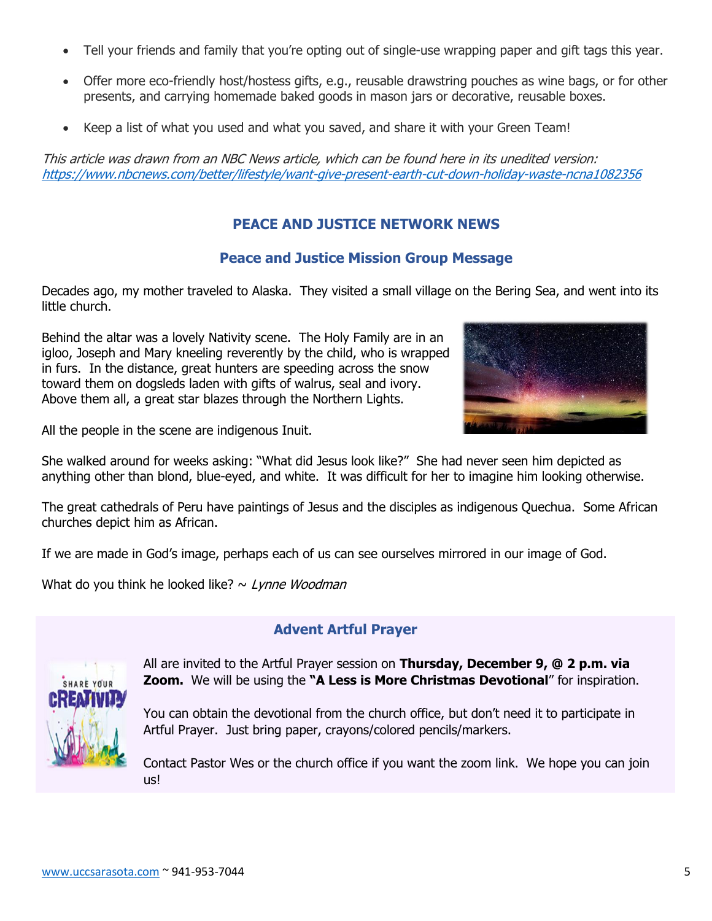- Tell your friends and family that you're opting out of single-use wrapping paper and gift tags this year.
- Offer more eco-friendly host/hostess gifts, e.g., reusable drawstring pouches as wine bags, or for other presents, and carrying homemade baked goods in mason jars or decorative, reusable boxes.
- Keep a list of what you used and what you saved, and share it with your Green Team!

*This article was drawn from an NBC News article, which can be found here in its unedited version: https://www.nbcnews.com/better/lifestyle/want-give-present-earth-cut-down-holiday-waste-ncna1082356*

## PEACE AND JUSTICE NETWORK NEWS

### Peace and Justice Mission Group Message

Decades ago, my mother traveled to Alaska. They visited a small village on the Bering Sea, and went into its little church.

Behind the altar was a lovely Nativity scene. The Holy Family are in an igloo, Joseph and Mary kneeling reverently by the child, who is wrapped in furs. In the distance, great hunters are speeding across the snow toward them on dogsleds laden with gifts of walrus, seal and ivory. Above them all, a great star blazes through the Northern Lights.

All the people in the scene are indigenous Inuit.

She walked around for weeks asking: "What did Jesus look like?" She had never seen him depicted as anything other than blond, blue-eyed, and white. It was difficult for her to imagine him looking otherwise.

The great cathedrals of Peru have paintings of Jesus and the disciples as indigenous Quechua. Some African churches depict him as African.

If we are made in God's image, perhaps each of us can see ourselves mirrored in our image of God.

What do you think he looked like? ~ *Lynne Woodman*

### Advent Artful Prayer

All are invited to the Artful Prayer session on **Thursday, December 9, @ 2 p.m. via Zoom.** We will be using the **"A Less is More Christmas Devotional**" for inspiration.

You can obtain the devotional from the church office, but don't need it to participate in Artful Prayer. Just bring paper, crayons/colored pencils/markers.

Contact Pastor Wes or the church office if you want the zoom link. We hope you can join us!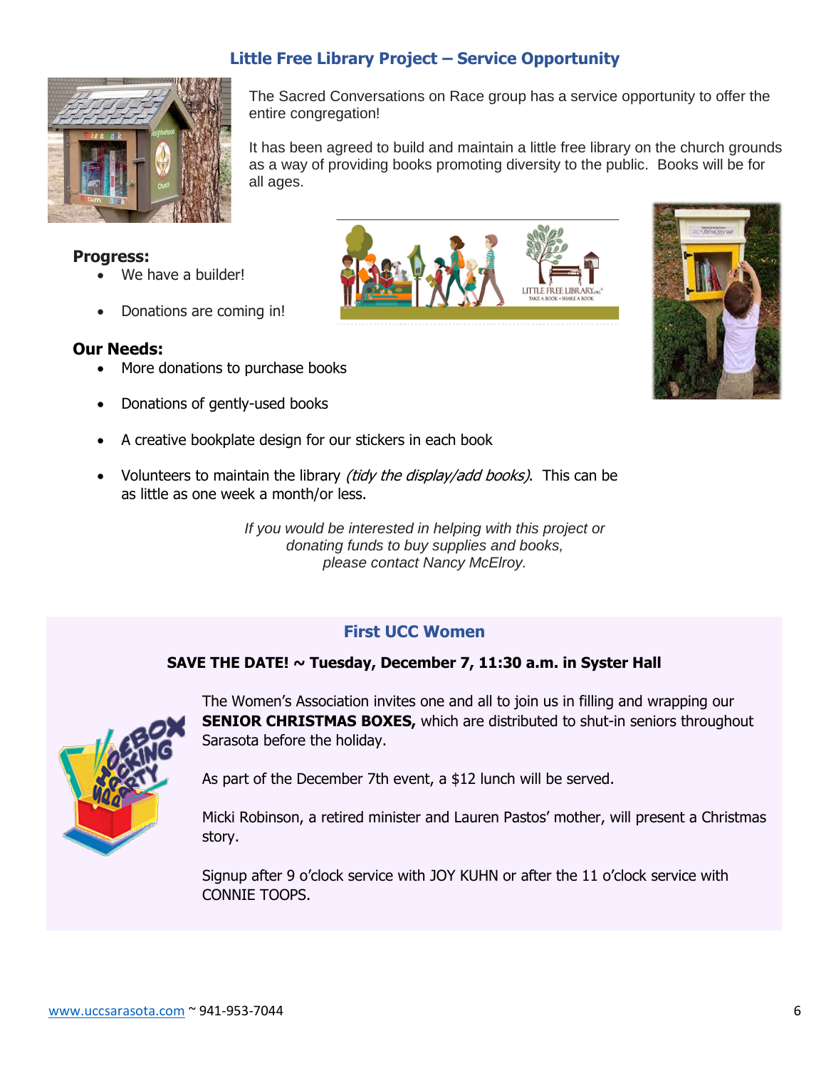## Little Free Library Project – Service Opportunity

The Sacred Conversations on Race group has a service opportunity to offer the entire congregation!

It has been agreed to build and maintain a little free library on the church grounds as a way of providing books promoting diversity to the public. Books will be for all ages.

### Progress:

- We have a builder!
- Donations are coming in!

### Our Needs:

- More donations to purchase books
- Donations of gently-used books
- A creative bookplate design for our stickers in each book
- Volunteers to maintain the library *(tidy the display/add books)*. This can be as little as one week a month/or less.

*If you would be interested in helping with this project or donating funds to buy supplies and books, please contact Nancy McElroy.*

## First UCC Women

**SAVE THE DATE! ~ Tuesday, December 7, 11:30 a.m. in Syster Hall**

The Women's Association invites one and all to join us in filling and wrapping our **SENIOR CHRISTMAS BOXES,** which are distributed to shut-in seniors throughout Sarasota before the holiday.

As part of the December 7th event, a $12 lunch will be served.

Micki Robinson, a retired minister and Lauren Pastos' mother, will present a Christmas story.

Signup after 9 o'clock service with JOY KUHN or after the 11 o'clock service with CONNIE TOOPS.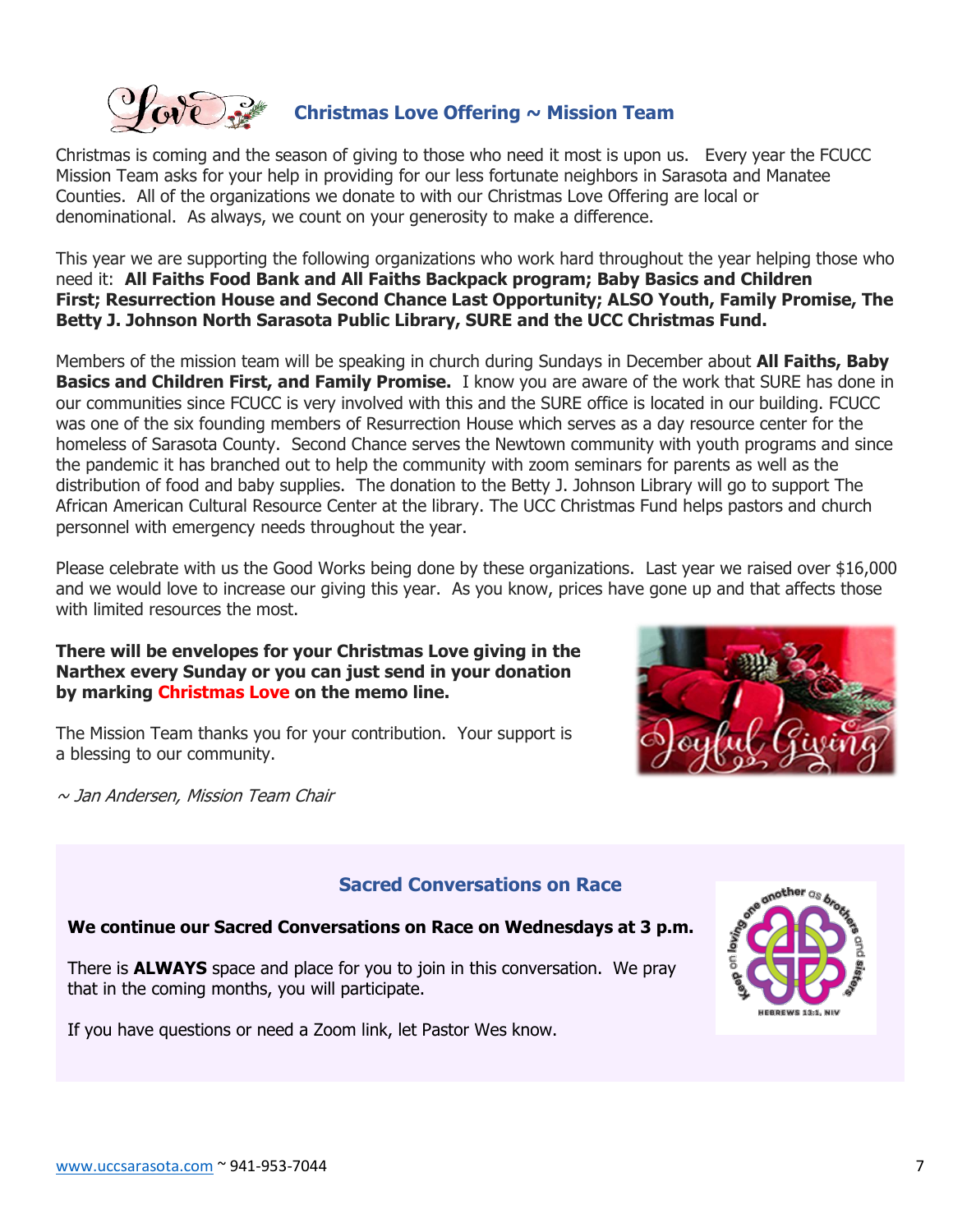## Christmas Love Offering ~ Mission Team

Christmas is coming and the season of giving to those who need it most is upon us. Every year the FCUCC Mission Team asks for your help in providing for our less fortunate neighbors in Sarasota and Manatee Counties. All of the organizations we donate to with our Christmas Love Offering are local or denominational. As always, we count on your generosity to make a difference.

This year we are supporting the following organizations who work hard throughout the year helping those who need it: **All Faiths Food Bank and All Faiths Backpack program; Baby Basics and Children First; Resurrection House and Second Chance Last Opportunity; ALSO Youth, Family Promise, The Betty J. Johnson North Sarasota Public Library, SURE and the UCC Christmas Fund.**

Members of the mission team will be speaking in church during Sundays in December about **All Faiths, Baby Basics and Children First, and Family Promise.** I know you are aware of the work that SURE has done in our communities since FCUCC is very involved with this and the SURE office is located in our building. FCUCC was one of the six founding members of Resurrection House which serves as a day resource center for the homeless of Sarasota County. Second Chance serves the Newtown community with youth programs and since the pandemic it has branched out to help the community with zoom seminars for parents as well as the distribution of food and baby supplies. The donation to the Betty J. Johnson Library will go to support The African American Cultural Resource Center at the library. The UCC Christmas Fund helps pastors and church personnel with emergency needs throughout the year.

Please celebrate with us the Good Works being done by these organizations. Last year we raised over $16,000 and we would love to increase our giving this year. As you know, prices have gone up and that affects those with limited resources the most.

**There will be envelopes for your Christmas Love giving in the Narthex every Sunday or you can just send in your donation by marking Christmas Love on the memo line.**

The Mission Team thanks you for your contribution. Your support is a blessing to our community.

*~ Jan Andersen, Mission Team Chair*

## Sacred Conversations on Race

**We continue our Sacred Conversations on Race on Wednesdays at 3 p.m.**

There is **ALWAYS** space and place for you to join in this conversation. We pray that in the coming months, you will participate.

If you have questions or need a Zoom link, let Pastor Wes know.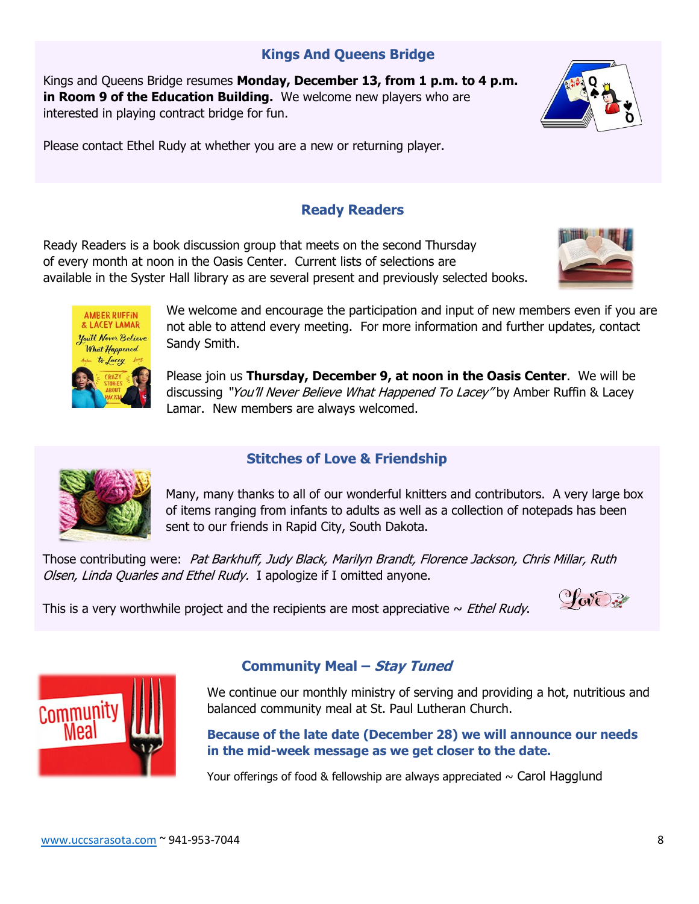## Kings And Queens Bridge

Kings and Queens Bridge resumes **Monday, December 13, from 1 p.m. to 4 p.m. in Room 9 of the Education Building.** We welcome new players who are interested in playing contract bridge for fun.

Please contact Ethel Rudy at whether you are a new or returning player.

## Ready Readers

Ready Readers is a book discussion group that meets on the second Thursday of every month at noon in the Oasis Center. Current lists of selections are available in the Syster Hall library as are several present and previously selected books.

We welcome and encourage the participation and input of new members even if you are not able to attend every meeting. For more information and further updates, contact Sandy Smith.

Please join us **Thursday, December 9, at noon in the Oasis Center**. We will be discussing *"You'll Never Believe What Happened To Lacey"* by Amber Ruffin & Lacey Lamar. New members are always welcomed.

## Stitches of Love & Friendship

Many, many thanks to all of our wonderful knitters and contributors. A very large box of items ranging from infants to adults as well as a collection of notepads has been sent to our friends in Rapid City, South Dakota.

Those contributing were: *Pat Barkhuff, Judy Black, Marilyn Brandt, Florence Jackson, Chris Millar, Ruth Olsen, Linda Quarles and Ethel Rudy.* I apologize if I omitted anyone.

This is a very worthwhile project and the recipients are most appreciative ~ *Ethel Rudy*.

## Community Meal – *Stay Tuned*

We continue our monthly ministry of serving and providing a hot, nutritious and balanced community meal at St. Paul Lutheran Church.

**Because of the late date (December 28) we will announce our needs in the mid-week message as we get closer to the date.**

Your offerings of food & fellowship are always appreciated ~ Carol Hagglund

www.uccsarasota.com ~ 941-953-7044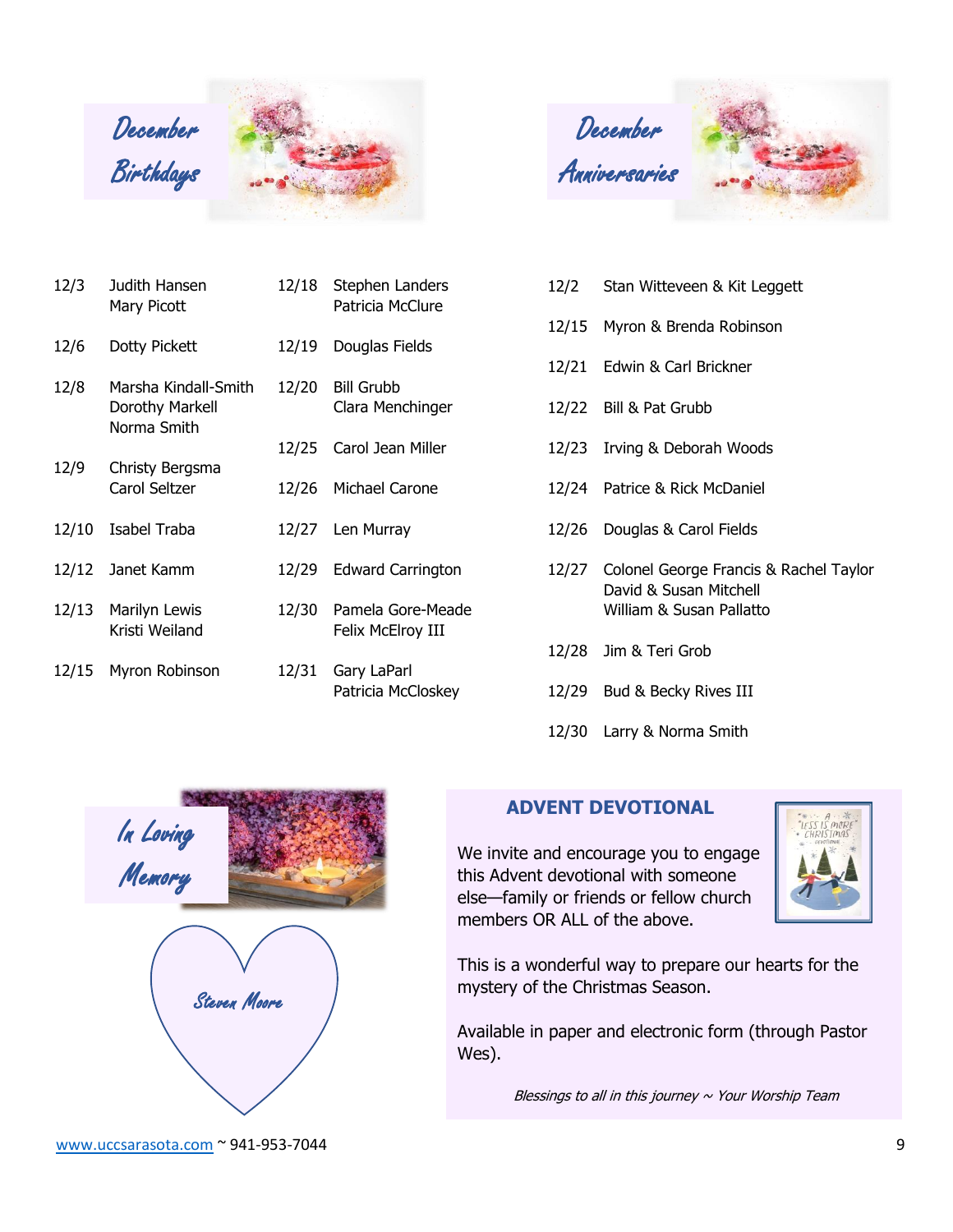## December Birthdays

12/3 Judith Hansen
Mary Picott

12/6 Dotty Pickett

12/8 Marsha Kindall-Smith
Dorothy Markell
Norma Smith

12/9 Christy Bergsma
Carol Seltzer

12/10 Isabel Traba

12/12 Janet Kamm

12/13 Marilyn Lewis
Kristi Weiland

12/15 Myron Robinson

12/18 Stephen Landers
Patricia McClure

12/19 Douglas Fields

12/20 Bill Grubb
Clara Menchinger

12/25 Carol Jean Miller

12/26 Michael Carone

12/27 Len Murray

12/29 Edward Carrington

12/30 Pamela Gore-Meade
Felix McElroy III

12/31 Gary LaParl
Patricia McCloskey

## December Anniversaries

12/2 Stan Witteveen & Kit Leggett

12/15 Myron & Brenda Robinson

12/21 Edwin & Carl Brickner

12/22 Bill & Pat Grubb

12/23 Irving & Deborah Woods

12/24 Patrice & Rick McDaniel

12/26 Douglas & Carol Fields

12/27 Colonel George Francis & Rachel Taylor
David & Susan Mitchell
William & Susan Pallatto

12/28 Jim & Teri Grob

12/29 Bud & Becky Rives III

12/30 Larry & Norma Smith

## In Loving Memory

Steven Moore

## ADVENT DEVOTIONAL

We invite and encourage you to engage this Advent devotional with someone else—family or friends or fellow church members OR ALL of the above.

This is a wonderful way to prepare our hearts for the mystery of the Christmas Season.

Available in paper and electronic form (through Pastor Wes).

*Blessings to all in this journey ~ Your Worship Team*

www.uccsarasota.com ~ 941-953-7044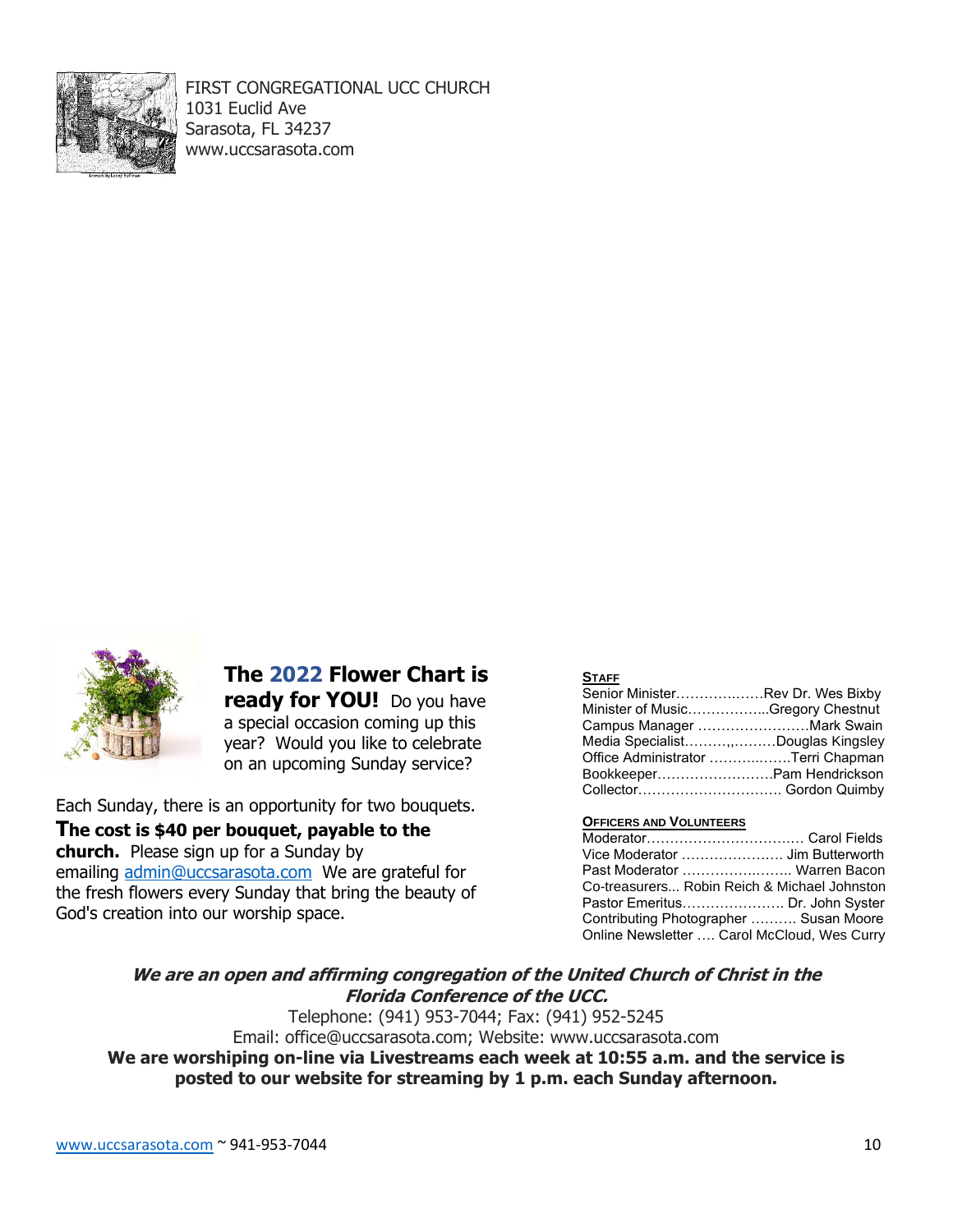FIRST CONGREGATIONAL UCC CHURCH
1031 Euclid Ave
Sarasota, FL 34237
www.uccsarasota.com

## The 2022 Flower Chart is ready for YOU!

Do you have a special occasion coming up this year? Would you like to celebrate on an upcoming Sunday service?

Each Sunday, there is an opportunity for two bouquets. **The cost is $40 per bouquet, payable to the church.** Please sign up for a Sunday by emailing admin@uccsarasota.com We are grateful for the fresh flowers every Sunday that bring the beauty of God's creation into our worship space.

**STAFF**

Senior Minister……………….……Rev Dr. Wes Bixby
Minister of Music……………...Gregory Chestnut
Campus Manager ……………………Mark Swain
Media Specialist………,,………Douglas Kingsley
Office Administrator ………..…….Terri Chapman
Bookkeeper…………………….Pam Hendrickson
Collector…………………………. Gordon Quimby

**OFFICERS AND VOLUNTEERS**

Moderator……………………………. Carol Fields
Vice Moderator …………………. Jim Butterworth
Past Moderator ……………….…….. Warren Bacon
Co-treasurers... Robin Reich & Michael Johnston
Pastor Emeritus…………………. Dr. John Syster
Contributing Photographer ………. Susan Moore
Online Newsletter …. Carol McCloud, Wes Curry

***We are an open and affirming congregation of the United Church of Christ in the Florida Conference of the UCC.***

Telephone: (941) 953-7044; Fax: (941) 952-5245
Email: office@uccsarasota.com; Website: www.uccsarasota.com

**We are worshiping on-line via Livestreams each week at 10:55 a.m. and the service is posted to our website for streaming by 1 p.m. each Sunday afternoon.**